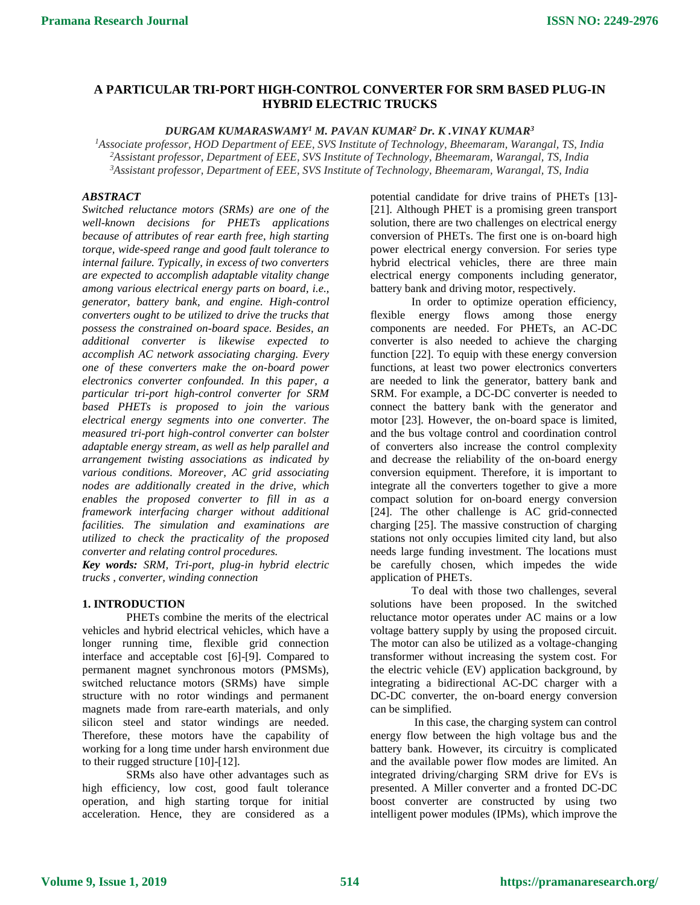# A PARTICULAR TRI-PORT HIGH-CONTROL CONVERTER FOR SRM BASED PLUG-IN HYBRID ELECTRIC TRUCKS

***DURGAM KUMARASWAMY[1] M. PAVAN KUMAR[2] Dr. K .VINAY KUMAR[3]***

*[1]Associate professor, HOD Department of EEE, SVS Institute of Technology, Bheemaram, Warangal, TS, India*
*[2]Assistant professor, Department of EEE, SVS Institute of Technology, Bheemaram, Warangal, TS, India*
*[3]Assistant professor, Department of EEE, SVS Institute of Technology, Bheemaram, Warangal, TS, India*

***ABSTRACT***

*Switched reluctance motors (SRMs) are one of the well-known decisions for PHETs applications because of attributes of rear earth free, high starting torque, wide-speed range and good fault tolerance to internal failure. Typically, in excess of two converters are expected to accomplish adaptable vitality change among various electrical energy parts on board, i.e., generator, battery bank, and engine. High-control converters ought to be utilized to drive the trucks that possess the constrained on-board space. Besides, an additional converter is likewise expected to accomplish AC network associating charging. Every one of these converters make the on-board power electronics converter confounded. In this paper, a particular tri-port high-control converter for SRM based PHETs is proposed to join the various electrical energy segments into one converter. The measured tri-port high-control converter can bolster adaptable energy stream, as well as help parallel and arrangement twisting associations as indicated by various conditions. Moreover, AC grid associating nodes are additionally created in the drive, which enables the proposed converter to fill in as a framework interfacing charger without additional facilities. The simulation and examinations are utilized to check the practicality of the proposed converter and relating control procedures.*

***Key words:*** *SRM, Tri-port, plug-in hybrid electric trucks , converter, winding connection*

## 1. INTRODUCTION

PHETs combine the merits of the electrical vehicles and hybrid electrical vehicles, which have a longer running time, flexible grid connection interface and acceptable cost [6]-[9]. Compared to permanent magnet synchronous motors (PMSMs), switched reluctance motors (SRMs) have simple structure with no rotor windings and permanent magnets made from rare-earth materials, and only silicon steel and stator windings are needed. Therefore, these motors have the capability of working for a long time under harsh environment due to their rugged structure [10]-[12].

SRMs also have other advantages such as high efficiency, low cost, good fault tolerance operation, and high starting torque for initial acceleration. Hence, they are considered as a potential candidate for drive trains of PHETs [13]-[21]. Although PHET is a promising green transport solution, there are two challenges on electrical energy conversion of PHETs. The first one is on-board high power electrical energy conversion. For series type hybrid electrical vehicles, there are three main electrical energy components including generator, battery bank and driving motor, respectively.

In order to optimize operation efficiency, flexible energy flows among those energy components are needed. For PHETs, an AC-DC converter is also needed to achieve the charging function [22]. To equip with these energy conversion functions, at least two power electronics converters are needed to link the generator, battery bank and SRM. For example, a DC-DC converter is needed to connect the battery bank with the generator and motor [23]. However, the on-board space is limited, and the bus voltage control and coordination control of converters also increase the control complexity and decrease the reliability of the on-board energy conversion equipment. Therefore, it is important to integrate all the converters together to give a more compact solution for on-board energy conversion [24]. The other challenge is AC grid-connected charging [25]. The massive construction of charging stations not only occupies limited city land, but also needs large funding investment. The locations must be carefully chosen, which impedes the wide application of PHETs.

To deal with those two challenges, several solutions have been proposed. In the switched reluctance motor operates under AC mains or a low voltage battery supply by using the proposed circuit. The motor can also be utilized as a voltage-changing transformer without increasing the system cost. For the electric vehicle (EV) application background, by integrating a bidirectional AC-DC charger with a DC-DC converter, the on-board energy conversion can be simplified.

In this case, the charging system can control energy flow between the high voltage bus and the battery bank. However, its circuitry is complicated and the available power flow modes are limited. An integrated driving/charging SRM drive for EVs is presented. A Miller converter and a fronted DC-DC boost converter are constructed by using two intelligent power modules (IPMs), which improve the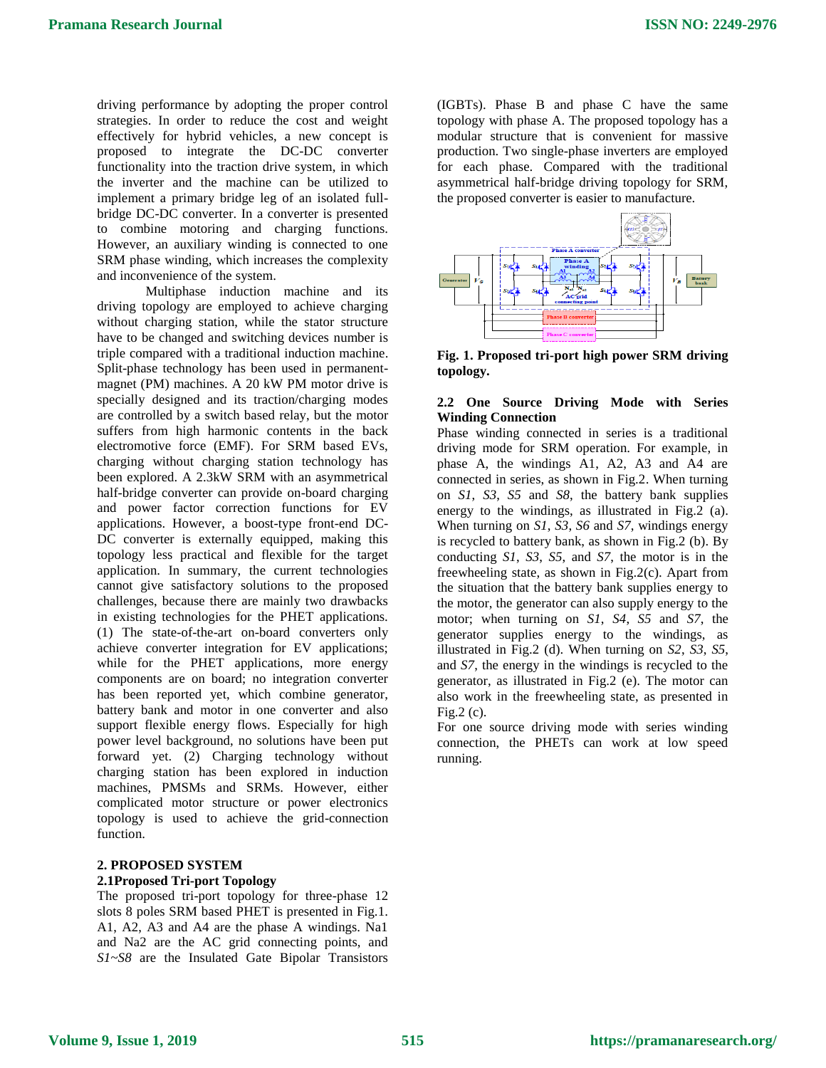driving performance by adopting the proper control strategies. In order to reduce the cost and weight effectively for hybrid vehicles, a new concept is proposed to integrate the DC-DC converter functionality into the traction drive system, in which the inverter and the machine can be utilized to implement a primary bridge leg of an isolated full-bridge DC-DC converter. In a converter is presented to combine motoring and charging functions. However, an auxiliary winding is connected to one SRM phase winding, which increases the complexity and inconvenience of the system.

Multiphase induction machine and its driving topology are employed to achieve charging without charging station, while the stator structure have to be changed and switching devices number is triple compared with a traditional induction machine. Split-phase technology has been used in permanent-magnet (PM) machines. A 20 kW PM motor drive is specially designed and its traction/charging modes are controlled by a switch based relay, but the motor suffers from high harmonic contents in the back electromotive force (EMF). For SRM based EVs, charging without charging station technology has been explored. A 2.3kW SRM with an asymmetrical half-bridge converter can provide on-board charging and power factor correction functions for EV applications. However, a boost-type front-end DC-DC converter is externally equipped, making this topology less practical and flexible for the target application. In summary, the current technologies cannot give satisfactory solutions to the proposed challenges, because there are mainly two drawbacks in existing technologies for the PHET applications. (1) The state-of-the-art on-board converters only achieve converter integration for EV applications; while for the PHET applications, more energy components are on board; no integration converter has been reported yet, which combine generator, battery bank and motor in one converter and also support flexible energy flows. Especially for high power level background, no solutions have been put forward yet. (2) Charging technology without charging station has been explored in induction machines, PMSMs and SRMs. However, either complicated motor structure or power electronics topology is used to achieve the grid-connection function.

## 2. PROPOSED SYSTEM

### 2.1Proposed Tri-port Topology

The proposed tri-port topology for three-phase 12 slots 8 poles SRM based PHET is presented in Fig.1. A1, A2, A3 and A4 are the phase A windings. Na1 and Na2 are the AC grid connecting points, and *S1~S8* are the Insulated Gate Bipolar Transistors (IGBTs). Phase B and phase C have the same topology with phase A. The proposed topology has a modular structure that is convenient for massive production. Two single-phase inverters are employed for each phase. Compared with the traditional asymmetrical half-bridge driving topology for SRM, the proposed converter is easier to manufacture.

**Fig. 1. Proposed tri-port high power SRM driving topology.**

### 2.2 One Source Driving Mode with Series Winding Connection

Phase winding connected in series is a traditional driving mode for SRM operation. For example, in phase A, the windings A1, A2, A3 and A4 are connected in series, as shown in Fig.2. When turning on *S1*, *S3*, *S5* and *S8*, the battery bank supplies energy to the windings, as illustrated in Fig.2 (a). When turning on *S1*, *S3*, *S6* and *S7*, windings energy is recycled to battery bank, as shown in Fig.2 (b). By conducting *S1*, *S3*, *S5*, and *S7*, the motor is in the freewheeling state, as shown in Fig.2(c). Apart from the situation that the battery bank supplies energy to the motor, the generator can also supply energy to the motor; when turning on *S1*, *S4*, *S5* and *S7*, the generator supplies energy to the windings, as illustrated in Fig.2 (d). When turning on *S2*, *S3*, *S5*, and *S7*, the energy in the windings is recycled to the generator, as illustrated in Fig.2 (e). The motor can also work in the freewheeling state, as presented in Fig.2 (c).

For one source driving mode with series winding connection, the PHETs can work at low speed running.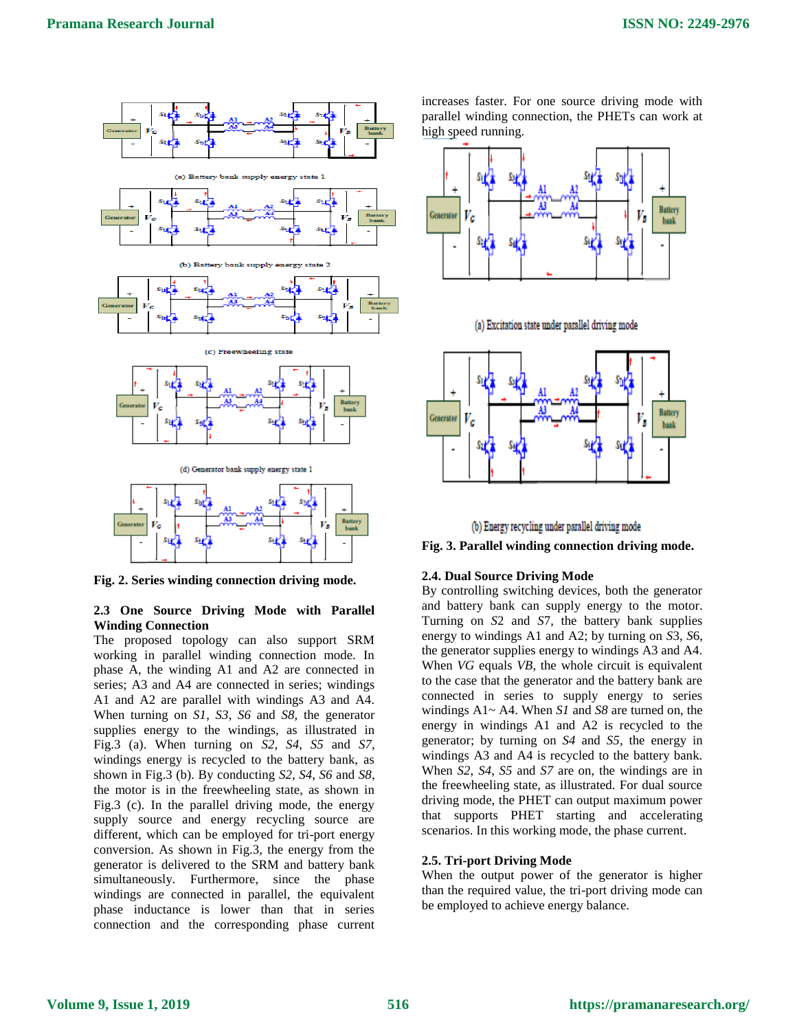(a) Battery bank supply energy state 1

(b) Battery bank supply energy state 2

(c) Freewheeling state

(d) Generator bank supply energy state 1

**Fig. 2. Series winding connection driving mode.**

### 2.3 One Source Driving Mode with Parallel Winding Connection

The proposed topology can also support SRM working in parallel winding connection mode. In phase A, the winding A1 and A2 are connected in series; A3 and A4 are connected in series; windings A1 and A2 are parallel with windings A3 and A4. When turning on *S1*, *S3*, *S6* and *S8*, the generator supplies energy to the windings, as illustrated in Fig.3 (a). When turning on *S2*, *S4*, *S5* and *S7*, windings energy is recycled to the battery bank, as shown in Fig.3 (b). By conducting *S2*, *S4*, *S6* and *S8*, the motor is in the freewheeling state, as shown in Fig.3 (c). In the parallel driving mode, the energy supply source and energy recycling source are different, which can be employed for tri-port energy conversion. As shown in Fig.3, the energy from the generator is delivered to the SRM and battery bank simultaneously. Furthermore, since the phase windings are connected in parallel, the equivalent phase inductance is lower than that in series connection and the corresponding phase current increases faster. For one source driving mode with parallel winding connection, the PHETs can work at high speed running.

(a) Excitation state under parallel driving mode

(b) Energy recycling under parallel driving mode

**Fig. 3. Parallel winding connection driving mode.**

### 2.4. Dual Source Driving Mode

By controlling switching devices, both the generator and battery bank can supply energy to the motor. Turning on *S2* and *S7*, the battery bank supplies energy to windings A1 and A2; by turning on *S3*, *S6*, the generator supplies energy to windings A3 and A4. When *VG* equals *VB*, the whole circuit is equivalent to the case that the generator and the battery bank are connected in series to supply series windings A1~ A4. When *S1* and *S8* are turned on, the energy in windings A1 and A2 is recycled to the generator; by turning on *S4* and *S5*, the energy in windings A3 and A4 is recycled to the battery bank. When *S2*, *S4*, *S5* and *S7* are on, the windings are in the freewheeling state, as illustrated. For dual source driving mode, the PHET can output maximum power that supports PHET starting and accelerating scenarios. In this working mode, the phase current.

### 2.5. Tri-port Driving Mode

When the output power of the generator is higher than the required value, the tri-port driving mode can be employed to achieve energy balance.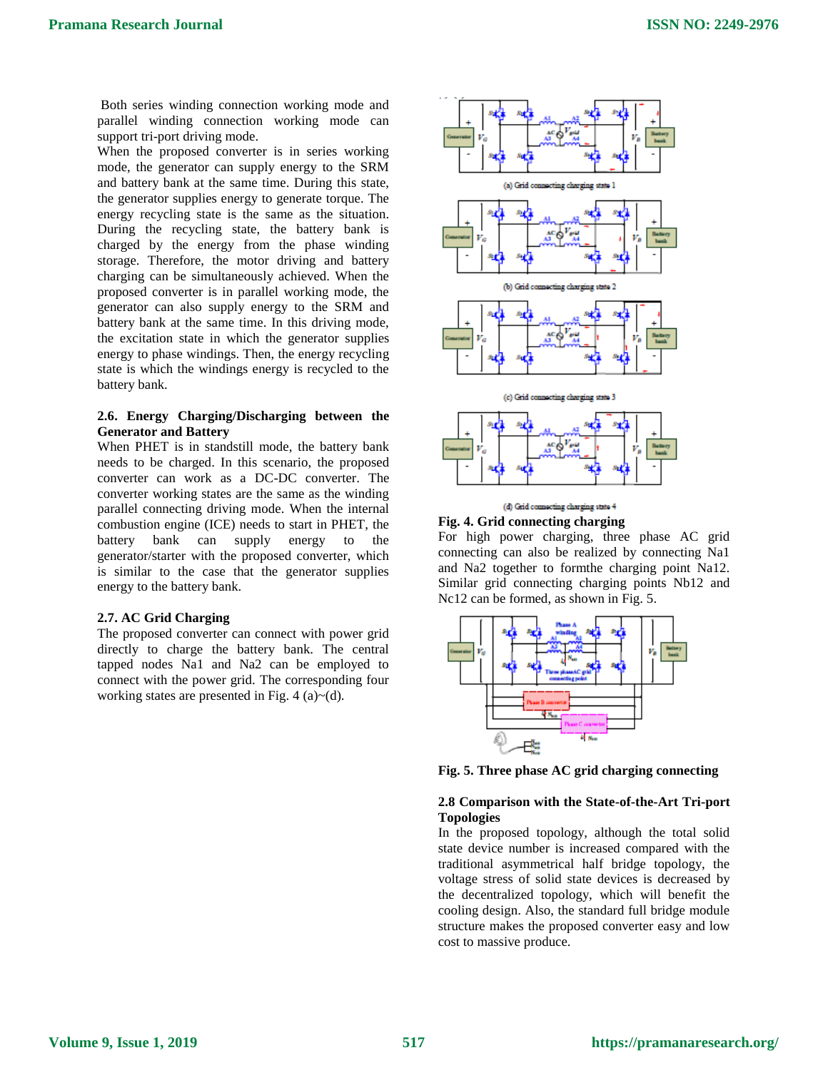Both series winding connection working mode and parallel winding connection working mode can support tri-port driving mode.

When the proposed converter is in series working mode, the generator can supply energy to the SRM and battery bank at the same time. During this state, the generator supplies energy to generate torque. The energy recycling state is the same as the situation. During the recycling state, the battery bank is charged by the energy from the phase winding storage. Therefore, the motor driving and battery charging can be simultaneously achieved. When the proposed converter is in parallel working mode, the generator can also supply energy to the SRM and battery bank at the same time. In this driving mode, the excitation state in which the generator supplies energy to phase windings. Then, the energy recycling state is which the windings energy is recycled to the battery bank.

### 2.6. Energy Charging/Discharging between the Generator and Battery

When PHET is in standstill mode, the battery bank needs to be charged. In this scenario, the proposed converter can work as a DC-DC converter. The converter working states are the same as the winding parallel connecting driving mode. When the internal combustion engine (ICE) needs to start in PHET, the battery bank can supply energy to the generator/starter with the proposed converter, which is similar to the case that the generator supplies energy to the battery bank.

### 2.7. AC Grid Charging

The proposed converter can connect with power grid directly to charge the battery bank. The central tapped nodes Na1 and Na2 can be employed to connect with the power grid. The corresponding four working states are presented in Fig. 4 (a)~(d).

(a) Grid connecting charging state 1

(b) Grid connecting charging state 2

(c) Grid connecting charging state 3

(d) Grid connecting charging state 4

**Fig. 4. Grid connecting charging**

For high power charging, three phase AC grid connecting can also be realized by connecting Na1 and Na2 together to formthe charging point Na12. Similar grid connecting charging points Nb12 and Nc12 can be formed, as shown in Fig. 5.

**Fig. 5. Three phase AC grid charging connecting**

### 2.8 Comparison with the State-of-the-Art Tri-port Topologies

In the proposed topology, although the total solid state device number is increased compared with the traditional asymmetrical half bridge topology, the voltage stress of solid state devices is decreased by the decentralized topology, which will benefit the cooling design. Also, the standard full bridge module structure makes the proposed converter easy and low cost to massive produce.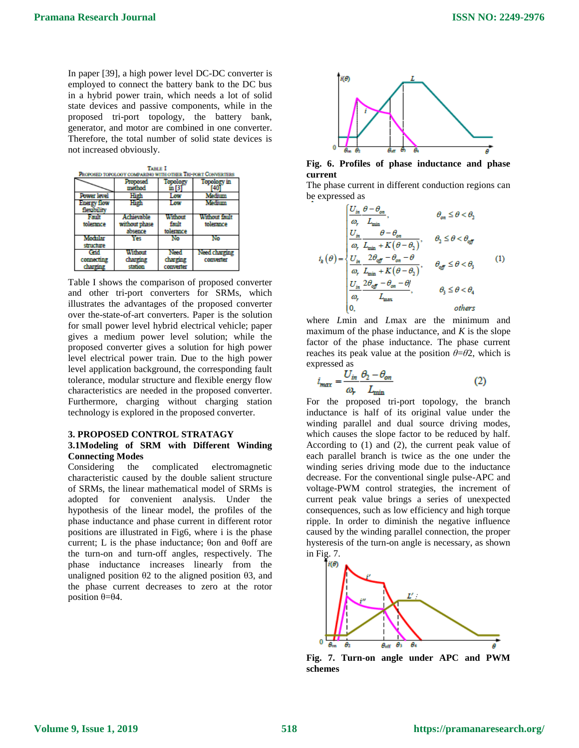In paper [39], a high power level DC-DC converter is employed to connect the battery bank to the DC bus in a hybrid power train, which needs a lot of solid state devices and passive components, while in the proposed tri-port topology, the battery bank, generator, and motor are combined in one converter. Therefore, the total number of solid state devices is not increased obviously.

TABLE I
PROPOSED TOPOLOGY COMPARING WITH OTHER TRI-PORT CONVERTERS

| | Proposed method | Topology in [3] | Topology in [40] |
|---|---|---|---|
| Power level | High | Low | Medium |
| Energy flow flexibility | High | Low | Medium |
| Fault tolerance | Achievable without phase absence | Without fault tolerance | Without fault tolerance |
| Modular structure | Yes | No | No |
| Grid connecting charging | Without charging station | Need charging converter | Need charging converter |

Table I shows the comparison of proposed converter and other tri-port converters for SRMs, which illustrates the advantages of the proposed converter over the-state-of-art converters. Paper is the solution for small power level hybrid electrical vehicle; paper gives a medium power level solution; while the proposed converter gives a solution for high power level electrical power train. Due to the high power level application background, the corresponding fault tolerance, modular structure and flexible energy flow characteristics are needed in the proposed converter. Furthermore, charging without charging station technology is explored in the proposed converter.

## 3. PROPOSED CONTROL STRATAGY

### 3.1Modeling of SRM with Different Winding Connecting Modes

Considering the complicated electromagnetic characteristic caused by the double salient structure of SRMs, the linear mathematical model of SRMs is adopted for convenient analysis. Under the hypothesis of the linear model, the profiles of the phase inductance and phase current in different rotor positions are illustrated in Fig6, where i is the phase current; L is the phase inductance; θon and θoff are the turn-on and turn-off angles, respectively. The phase inductance increases linearly from the unaligned position θ2 to the aligned position θ3, and the phase current decreases to zero at the rotor position θ=θ4.

**Fig. 6. Profiles of phase inductance and phase current**

The phase current in different conduction regions can be expressed as

$$i_k(\theta)=\begin{cases}\dfrac{U_{in}}{\omega_r}\dfrac{\theta-\theta_{on}}{L_{\min}}, & \theta_{on}\le\theta<\theta_2\\[2mm] \dfrac{U_{in}}{\omega_r}\dfrac{\theta-\theta_{on}}{L_{\min}+K(\theta-\theta_2)}, & \theta_2\le\theta<\theta_{off}\\[2mm] \dfrac{U_{in}}{\omega_r}\dfrac{2\theta_{off}-\theta_{on}-\theta}{L_{\min}+K(\theta-\theta_2)}, & \theta_{off}\le\theta<\theta_3\\[2mm] \dfrac{U_{in}}{\omega_r}\dfrac{2\theta_{off}-\theta_{on}-\theta}{L_{\max}}, & \theta_3\le\theta<\theta_4\\[2mm] 0, & others\end{cases}\qquad(1)$$

where $L$min and $L$max are the minimum and maximum of the phase inductance, and $K$ is the slope factor of the phase inductance. The phase current reaches its peak value at the position $\theta=\theta 2$, which is expressed as

$$i_{max}=\frac{U_{in}}{\omega_r}\frac{\theta_2-\theta_{on}}{L_{\min}}\qquad(2)$$

For the proposed tri-port topology, the branch inductance is half of its original value under the winding parallel and dual source driving modes, which causes the slope factor to be reduced by half. According to (1) and (2), the current peak value of each parallel branch is twice as the one under the winding series driving mode due to the inductance decrease. For the conventional single pulse-APC and voltage-PWM control strategies, the increment of current peak value brings a series of unexpected consequences, such as low efficiency and high torque ripple. In order to diminish the negative influence caused by the winding parallel connection, the proper hysteresis of the turn-on angle is necessary, as shown in Fig. 7.

**Fig. 7. Turn-on angle under APC and PWM schemes**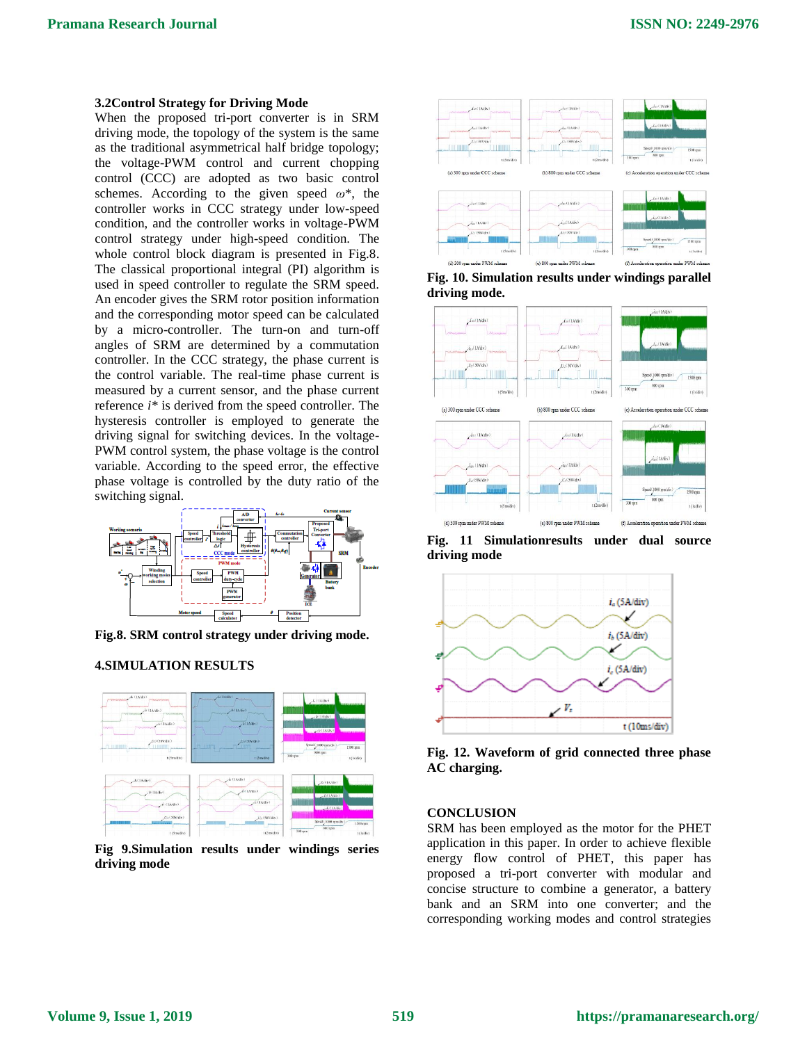### 3.2Control Strategy for Driving Mode

When the proposed tri-port converter is in SRM driving mode, the topology of the system is the same as the traditional asymmetrical half bridge topology; the voltage-PWM control and current chopping control (CCC) are adopted as two basic control schemes. According to the given speed $\omega^*$, the controller works in CCC strategy under low-speed condition, and the controller works in voltage-PWM control strategy under high-speed condition. The whole control block diagram is presented in Fig.8. The classical proportional integral (PI) algorithm is used in speed controller to regulate the SRM speed. An encoder gives the SRM rotor position information and the corresponding motor speed can be calculated by a micro-controller. The turn-on and turn-off angles of SRM are determined by a commutation controller. In the CCC strategy, the phase current is the control variable. The real-time phase current is measured by a current sensor, and the phase current reference $i^*$ is derived from the speed controller. The hysteresis controller is employed to generate the driving signal for switching devices. In the voltage-PWM control system, the phase voltage is the control variable. According to the speed error, the effective phase voltage is controlled by the duty ratio of the switching signal.

Fig.8. SRM control strategy under driving mode.

## 4.SIMULATION RESULTS

Fig 9.Simulation results under windings series driving mode

Fig. 10. Simulation results under windings parallel driving mode.

Fig. 11 Simulationresults under dual source driving mode

Fig. 12. Waveform of grid connected three phase AC charging.

## CONCLUSION

SRM has been employed as the motor for the PHET application in this paper. In order to achieve flexible energy flow control of PHET, this paper has proposed a tri-port converter with modular and concise structure to combine a generator, a battery bank and an SRM into one converter; and the corresponding working modes and control strategies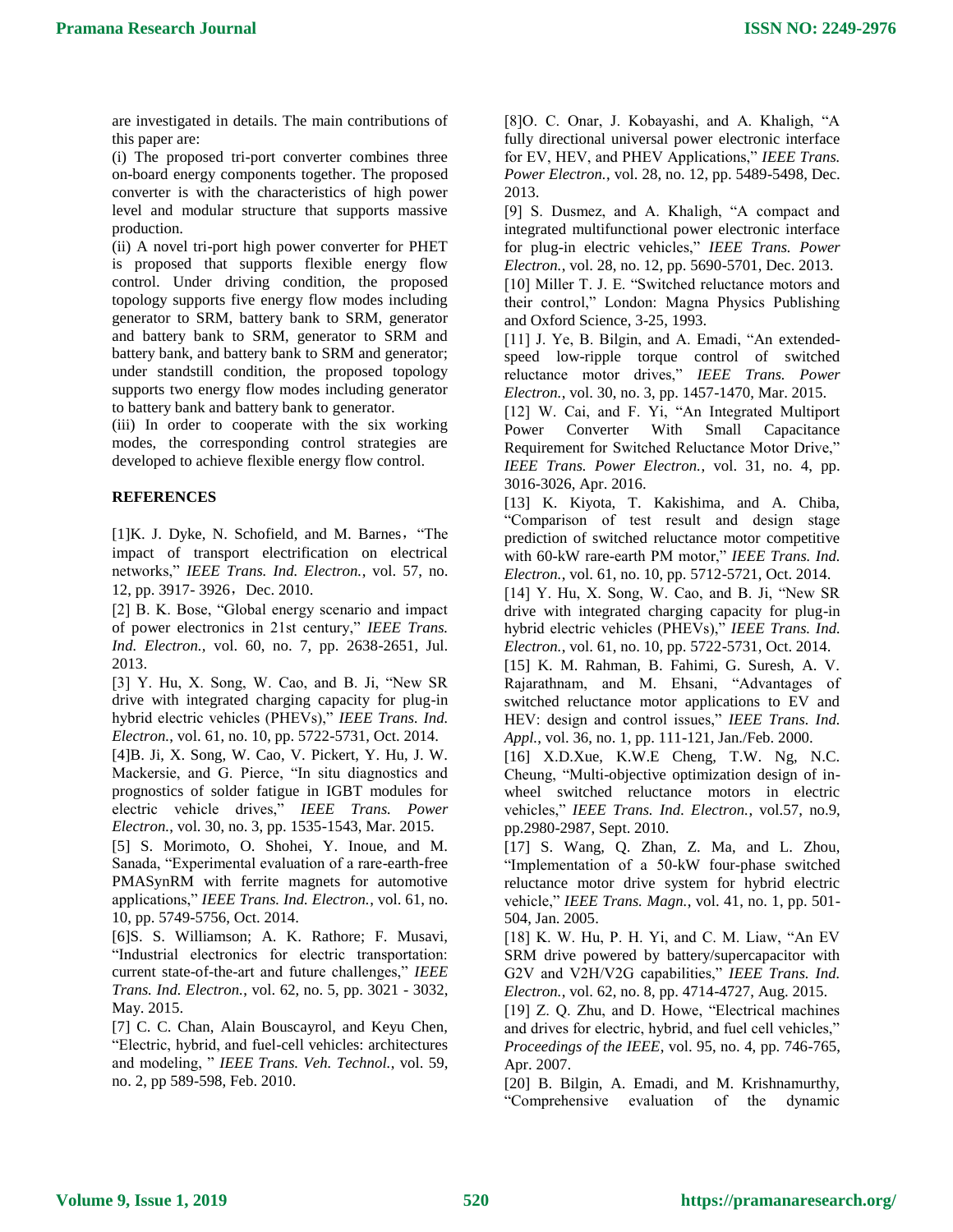are investigated in details. The main contributions of this paper are:

(i) The proposed tri-port converter combines three on-board energy components together. The proposed converter is with the characteristics of high power level and modular structure that supports massive production.

(ii) A novel tri-port high power converter for PHET is proposed that supports flexible energy flow control. Under driving condition, the proposed topology supports five energy flow modes including generator to SRM, battery bank to SRM, generator and battery bank to SRM, generator to SRM and battery bank, and battery bank to SRM and generator; under standstill condition, the proposed topology supports two energy flow modes including generator to battery bank and battery bank to generator.

(iii) In order to cooperate with the six working modes, the corresponding control strategies are developed to achieve flexible energy flow control.

## REFERENCES

[1]K. J. Dyke, N. Schofield, and M. Barnes，"The impact of transport electrification on electrical networks," *IEEE Trans. Ind. Electron.*, vol. 57, no. 12, pp. 3917- 3926，Dec. 2010.

[2] B. K. Bose, "Global energy scenario and impact of power electronics in 21st century," *IEEE Trans. Ind. Electron.*, vol. 60, no. 7, pp. 2638-2651, Jul. 2013.

[3] Y. Hu, X. Song, W. Cao, and B. Ji, "New SR drive with integrated charging capacity for plug-in hybrid electric vehicles (PHEVs)," *IEEE Trans. Ind. Electron.*, vol. 61, no. 10, pp. 5722-5731, Oct. 2014.

[4]B. Ji, X. Song, W. Cao, V. Pickert, Y. Hu, J. W. Mackersie, and G. Pierce, "In situ diagnostics and prognostics of solder fatigue in IGBT modules for electric vehicle drives," *IEEE Trans. Power Electron.*, vol. 30, no. 3, pp. 1535-1543, Mar. 2015.

[5] S. Morimoto, O. Shohei, Y. Inoue, and M. Sanada, "Experimental evaluation of a rare-earth-free PMASynRM with ferrite magnets for automotive applications," *IEEE Trans. Ind. Electron.*, vol. 61, no. 10, pp. 5749-5756, Oct. 2014.

[6]S. S. Williamson; A. K. Rathore; F. Musavi, "Industrial electronics for electric transportation: current state-of-the-art and future challenges," *IEEE Trans. Ind. Electron.*, vol. 62, no. 5, pp. 3021 - 3032, May. 2015.

[7] C. C. Chan, Alain Bouscayrol, and Keyu Chen, "Electric, hybrid, and fuel-cell vehicles: architectures and modeling, " *IEEE Trans. Veh. Technol.*, vol. 59, no. 2, pp 589-598, Feb. 2010.

[8]O. C. Onar, J. Kobayashi, and A. Khaligh, "A fully directional universal power electronic interface for EV, HEV, and PHEV Applications," *IEEE Trans. Power Electron.*, vol. 28, no. 12, pp. 5489-5498, Dec. 2013.

[9] S. Dusmez, and A. Khaligh, "A compact and integrated multifunctional power electronic interface for plug-in electric vehicles," *IEEE Trans. Power Electron.*, vol. 28, no. 12, pp. 5690-5701, Dec. 2013.

[10] Miller T. J. E. "Switched reluctance motors and their control," London: Magna Physics Publishing and Oxford Science, 3-25, 1993.

[11] J. Ye, B. Bilgin, and A. Emadi, "An extended-speed low-ripple torque control of switched reluctance motor drives," *IEEE Trans. Power Electron.*, vol. 30, no. 3, pp. 1457-1470, Mar. 2015.

[12] W. Cai, and F. Yi, "An Integrated Multiport Power Converter With Small Capacitance Requirement for Switched Reluctance Motor Drive," *IEEE Trans. Power Electron.*, vol. 31, no. 4, pp. 3016-3026, Apr. 2016.

[13] K. Kiyota, T. Kakishima, and A. Chiba, "Comparison of test result and design stage prediction of switched reluctance motor competitive with 60-kW rare-earth PM motor," *IEEE Trans. Ind. Electron.*, vol. 61, no. 10, pp. 5712-5721, Oct. 2014.

[14] Y. Hu, X. Song, W. Cao, and B. Ji, "New SR drive with integrated charging capacity for plug-in hybrid electric vehicles (PHEVs)," *IEEE Trans. Ind. Electron.*, vol. 61, no. 10, pp. 5722-5731, Oct. 2014.

[15] K. M. Rahman, B. Fahimi, G. Suresh, A. V. Rajarathnam, and M. Ehsani, "Advantages of switched reluctance motor applications to EV and HEV: design and control issues," *IEEE Trans. Ind. Appl.*, vol. 36, no. 1, pp. 111-121, Jan./Feb. 2000.

[16] X.D.Xue, K.W.E Cheng, T.W. Ng, N.C. Cheung, "Multi-objective optimization design of in-wheel switched reluctance motors in electric vehicles," *IEEE Trans. Ind. Electron.*, vol.57, no.9, pp.2980-2987, Sept. 2010.

[17] S. Wang, Q. Zhan, Z. Ma, and L. Zhou, "Implementation of a 50-kW four-phase switched reluctance motor drive system for hybrid electric vehicle," *IEEE Trans. Magn.*, vol. 41, no. 1, pp. 501-504, Jan. 2005.

[18] K. W. Hu, P. H. Yi, and C. M. Liaw, "An EV SRM drive powered by battery/supercapacitor with G2V and V2H/V2G capabilities," *IEEE Trans. Ind. Electron.*, vol. 62, no. 8, pp. 4714-4727, Aug. 2015.

[19] Z. Q. Zhu, and D. Howe, "Electrical machines and drives for electric, hybrid, and fuel cell vehicles," *Proceedings of the IEEE*, vol. 95, no. 4, pp. 746-765, Apr. 2007.

[20] B. Bilgin, A. Emadi, and M. Krishnamurthy, "Comprehensive evaluation of the dynamic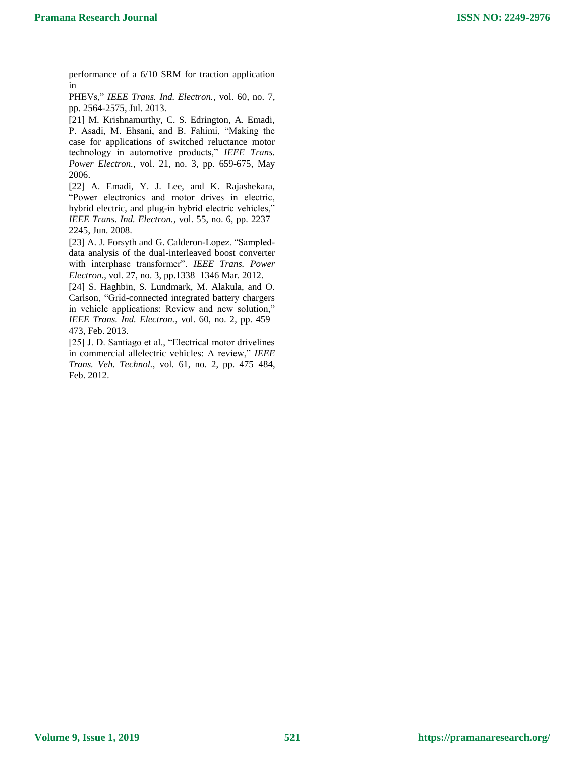performance of a 6/10 SRM for traction application in PHEVs," *IEEE Trans. Ind. Electron.*, vol. 60, no. 7, pp. 2564-2575, Jul. 2013.

[21] M. Krishnamurthy, C. S. Edrington, A. Emadi, P. Asadi, M. Ehsani, and B. Fahimi, "Making the case for applications of switched reluctance motor technology in automotive products," *IEEE Trans. Power Electron.*, vol. 21, no. 3, pp. 659-675, May 2006.

[22] A. Emadi, Y. J. Lee, and K. Rajashekara, "Power electronics and motor drives in electric, hybrid electric, and plug-in hybrid electric vehicles," *IEEE Trans. Ind. Electron.*, vol. 55, no. 6, pp. 2237–2245, Jun. 2008.

[23] A. J. Forsyth and G. Calderon-Lopez. "Sampled-data analysis of the dual-interleaved boost converter with interphase transformer". *IEEE Trans. Power Electron.*, vol. 27, no. 3, pp.1338–1346 Mar. 2012.

[24] S. Haghbin, S. Lundmark, M. Alakula, and O. Carlson, "Grid-connected integrated battery chargers in vehicle applications: Review and new solution," *IEEE Trans. Ind. Electron.*, vol. 60, no. 2, pp. 459–473, Feb. 2013.

[25] J. D. Santiago et al., "Electrical motor drivelines in commercial allelectric vehicles: A review," *IEEE Trans. Veh. Technol.*, vol. 61, no. 2, pp. 475–484, Feb. 2012.